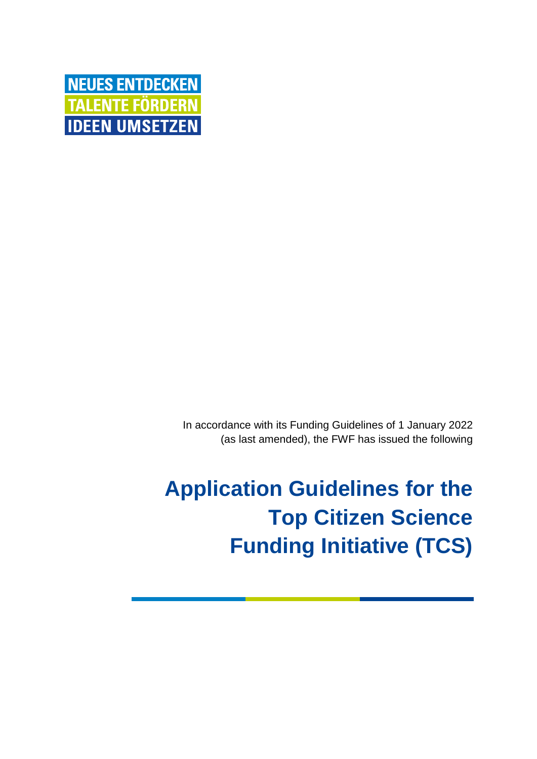NEUES ENTDECKEN
TALENTE FÖRDERN
IDEEN UMSETZEN

In accordance with its Funding Guidelines of 1 January 2022 (as last amended), the FWF has issued the following

# Application Guidelines for the Top Citizen Science Funding Initiative (TCS)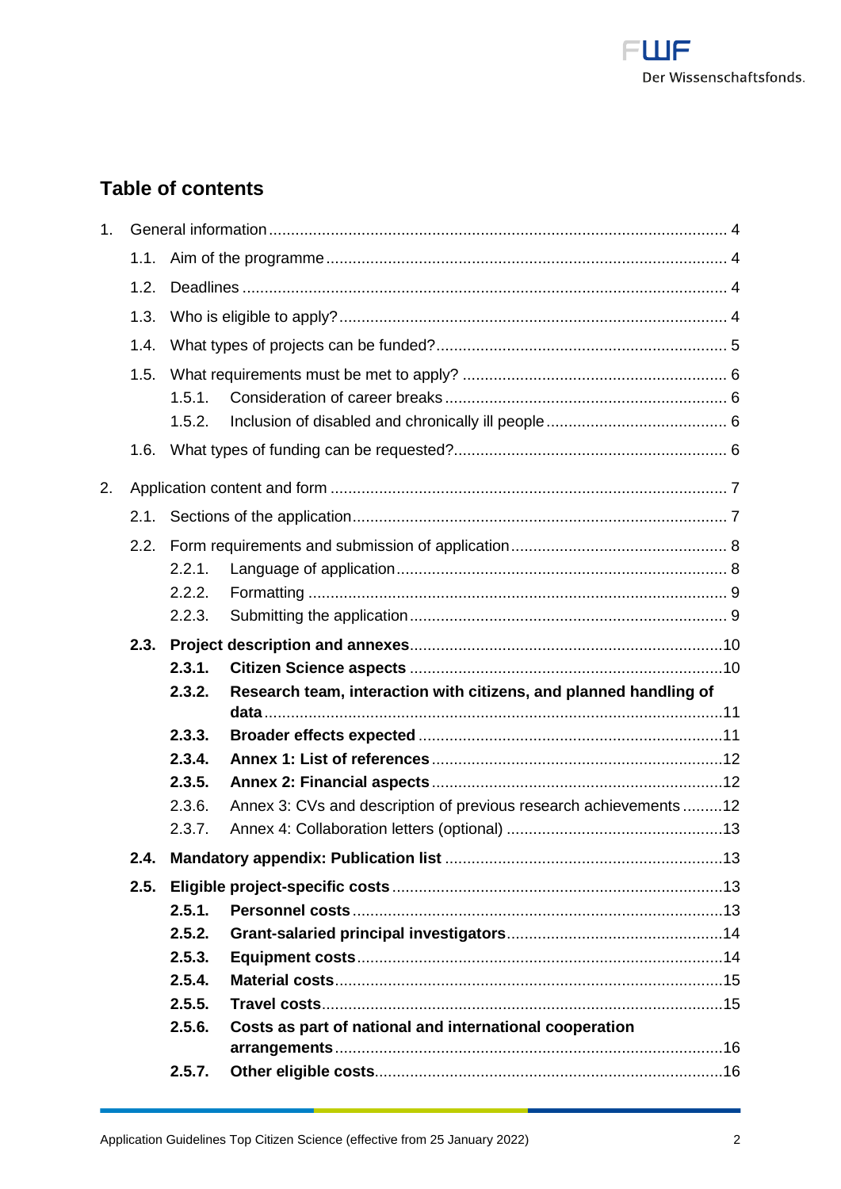## Table of contents

1. General information ........................................................................................................ 4
    - 1.1. Aim of the programme ........................................................................................... 4
    - 1.2. Deadlines ............................................................................................................. 4
    - 1.3. Who is eligible to apply? ........................................................................................ 4
    - 1.4. What types of projects can be funded? .................................................................. 5
    - 1.5. What requirements must be met to apply? ............................................................ 6
        - 1.5.1. Consideration of career breaks ................................................................. 6
        - 1.5.2. Inclusion of disabled and chronically ill people .......................................... 6
    - 1.6. What types of funding can be requested? .............................................................. 6
2. Application content and form .......................................................................................... 7
    - 2.1. Sections of the application ..................................................................................... 7
    - 2.2. Form requirements and submission of application ................................................. 8
        - 2.2.1. Language of application ........................................................................... 8
        - 2.2.2. Formatting ............................................................................................... 9
        - 2.2.3. Submitting the application ........................................................................ 9
    - **2.3. Project description and annexes** ......................................................................10
        - **2.3.1. Citizen Science aspects** .......................................................................10
        - **2.3.2. Research team, interaction with citizens, and planned handling of data** .......................................................................................................11
        - **2.3.3. Broader effects expected** .....................................................................11
        - **2.3.4. Annex 1: List of references** ..................................................................12
        - **2.3.5. Annex 2: Financial aspects** ..................................................................12
        - 2.3.6. Annex 3: CVs and description of previous research achievements .........12
        - 2.3.7. Annex 4: Collaboration letters (optional) .................................................13
    - **2.4. Mandatory appendix: Publication list** ...............................................................13
    - **2.5. Eligible project-specific costs** ...........................................................................13
        - **2.5.1. Personnel costs** ....................................................................................13
        - **2.5.2. Grant-salaried principal investigators** .................................................14
        - **2.5.3. Equipment costs** ...................................................................................14
        - **2.5.4. Material costs** .......................................................................................15
        - **2.5.5. Travel costs** ..........................................................................................15
        - **2.5.6. Costs as part of national and international cooperation arrangements** .......................................................................................16
        - **2.5.7. Other eligible costs** ..............................................................................16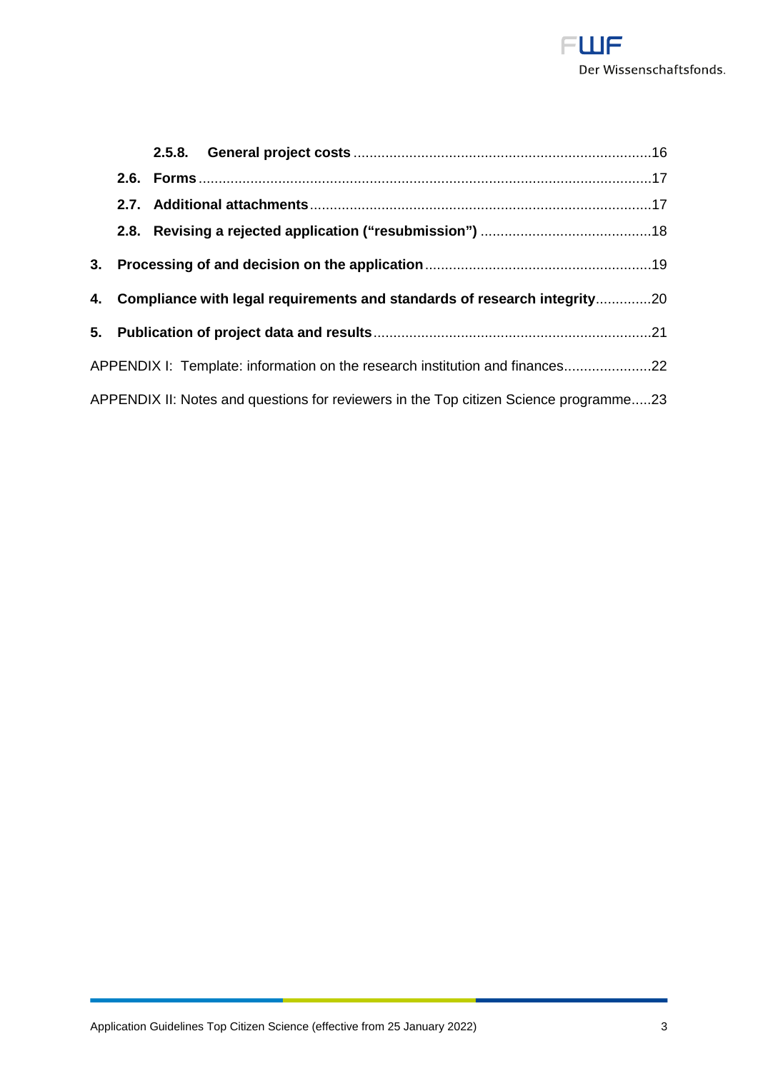**2.5.8. General project costs** .....16

**2.6. Forms** .....17

**2.7. Additional attachments** .....17

**2.8. Revising a rejected application ("resubmission")** .....18

**3. Processing of and decision on the application** .....19

**4. Compliance with legal requirements and standards of research integrity** .....20

**5. Publication of project data and results** .....21

APPENDIX I: Template: information on the research institution and finances .....22

APPENDIX II: Notes and questions for reviewers in the Top citizen Science programme .....23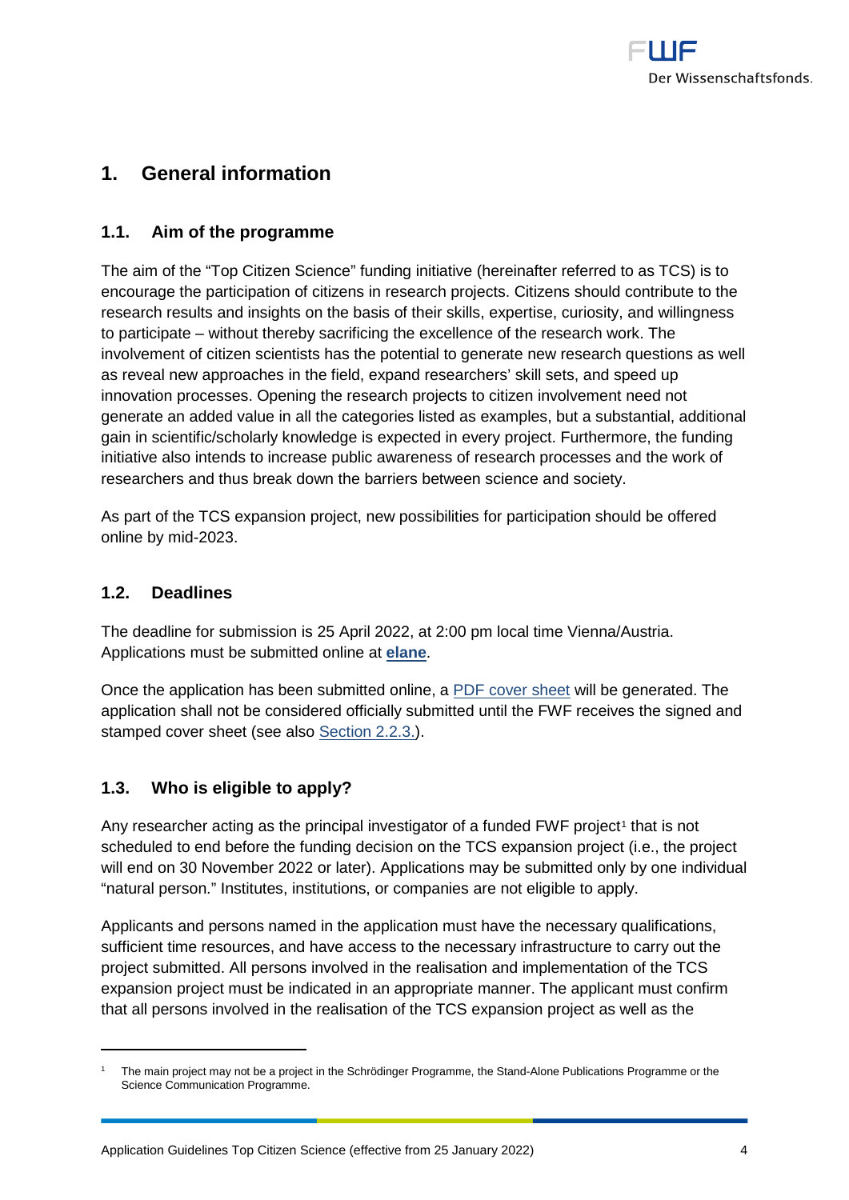# 1. General information

## 1.1. Aim of the programme

The aim of the "Top Citizen Science" funding initiative (hereinafter referred to as TCS) is to encourage the participation of citizens in research projects. Citizens should contribute to the research results and insights on the basis of their skills, expertise, curiosity, and willingness to participate – without thereby sacrificing the excellence of the research work. The involvement of citizen scientists has the potential to generate new research questions as well as reveal new approaches in the field, expand researchers' skill sets, and speed up innovation processes. Opening the research projects to citizen involvement need not generate an added value in all the categories listed as examples, but a substantial, additional gain in scientific/scholarly knowledge is expected in every project. Furthermore, the funding initiative also intends to increase public awareness of research processes and the work of researchers and thus break down the barriers between science and society.

As part of the TCS expansion project, new possibilities for participation should be offered online by mid-2023.

## 1.2. Deadlines

The deadline for submission is 25 April 2022, at 2:00 pm local time Vienna/Austria. Applications must be submitted online at **elane**.

Once the application has been submitted online, a PDF cover sheet will be generated. The application shall not be considered officially submitted until the FWF receives the signed and stamped cover sheet (see also Section 2.2.3.).

## 1.3. Who is eligible to apply?

Any researcher acting as the principal investigator of a funded FWF project[1] that is not scheduled to end before the funding decision on the TCS expansion project (i.e., the project will end on 30 November 2022 or later). Applications may be submitted only by one individual "natural person." Institutes, institutions, or companies are not eligible to apply.

Applicants and persons named in the application must have the necessary qualifications, sufficient time resources, and have access to the necessary infrastructure to carry out the project submitted. All persons involved in the realisation and implementation of the TCS expansion project must be indicated in an appropriate manner. The applicant must confirm that all persons involved in the realisation of the TCS expansion project as well as the

---

[1] The main project may not be a project in the Schrödinger Programme, the Stand-Alone Publications Programme or the Science Communication Programme.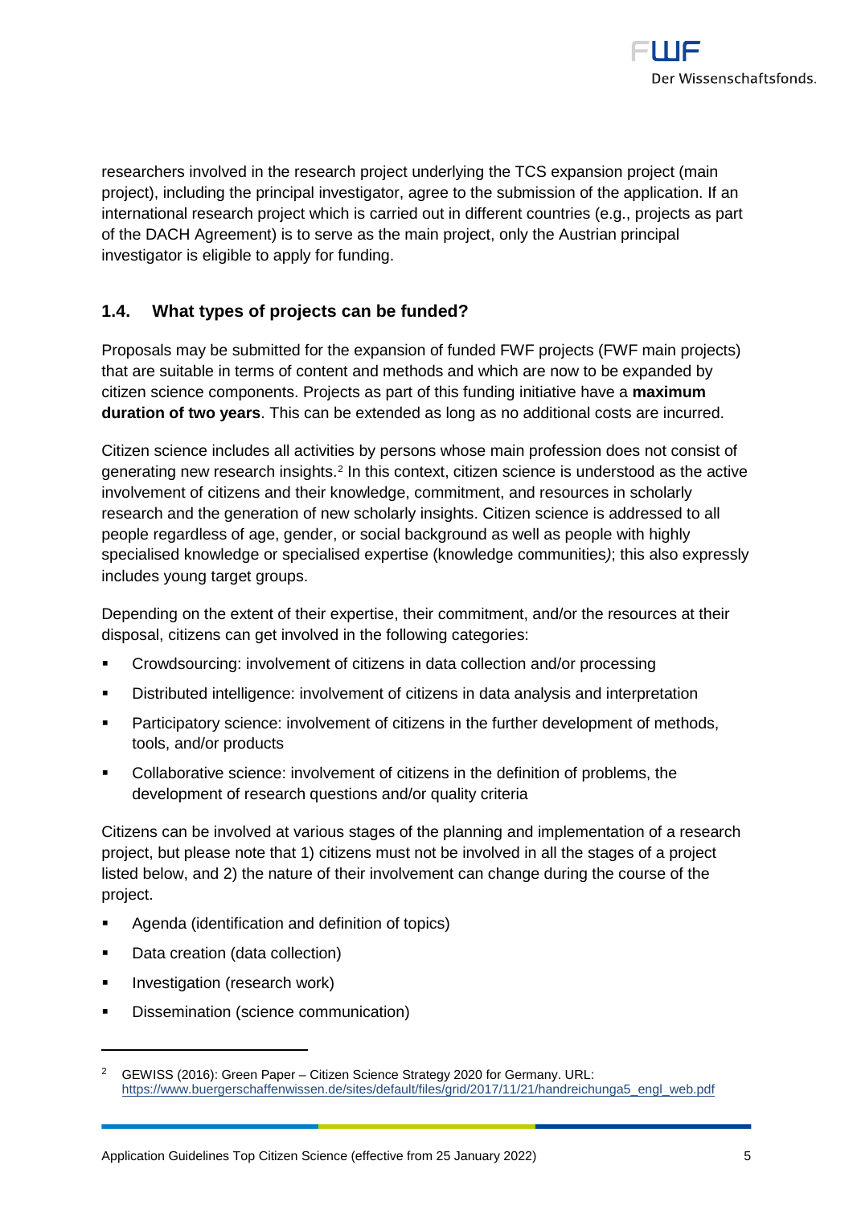researchers involved in the research project underlying the TCS expansion project (main project), including the principal investigator, agree to the submission of the application. If an international research project which is carried out in different countries (e.g., projects as part of the DACH Agreement) is to serve as the main project, only the Austrian principal investigator is eligible to apply for funding.

## 1.4. What types of projects can be funded?

Proposals may be submitted for the expansion of funded FWF projects (FWF main projects) that are suitable in terms of content and methods and which are now to be expanded by citizen science components. Projects as part of this funding initiative have a **maximum duration of two years**. This can be extended as long as no additional costs are incurred.

Citizen science includes all activities by persons whose main profession does not consist of generating new research insights.[2] In this context, citizen science is understood as the active involvement of citizens and their knowledge, commitment, and resources in scholarly research and the generation of new scholarly insights. Citizen science is addressed to all people regardless of age, gender, or social background as well as people with highly specialised knowledge or specialised expertise (knowledge communities*)*; this also expressly includes young target groups.

Depending on the extent of their expertise, their commitment, and/or the resources at their disposal, citizens can get involved in the following categories:

- Crowdsourcing: involvement of citizens in data collection and/or processing
- Distributed intelligence: involvement of citizens in data analysis and interpretation
- Participatory science: involvement of citizens in the further development of methods, tools, and/or products
- Collaborative science: involvement of citizens in the definition of problems, the development of research questions and/or quality criteria

Citizens can be involved at various stages of the planning and implementation of a research project, but please note that 1) citizens must not be involved in all the stages of a project listed below, and 2) the nature of their involvement can change during the course of the project.

- Agenda (identification and definition of topics)
- Data creation (data collection)
- Investigation (research work)
- Dissemination (science communication)

---

[2] GEWISS (2016): Green Paper – Citizen Science Strategy 2020 for Germany. URL: https://www.buergerschaffenwissen.de/sites/default/files/grid/2017/11/21/handreichunga5_engl_web.pdf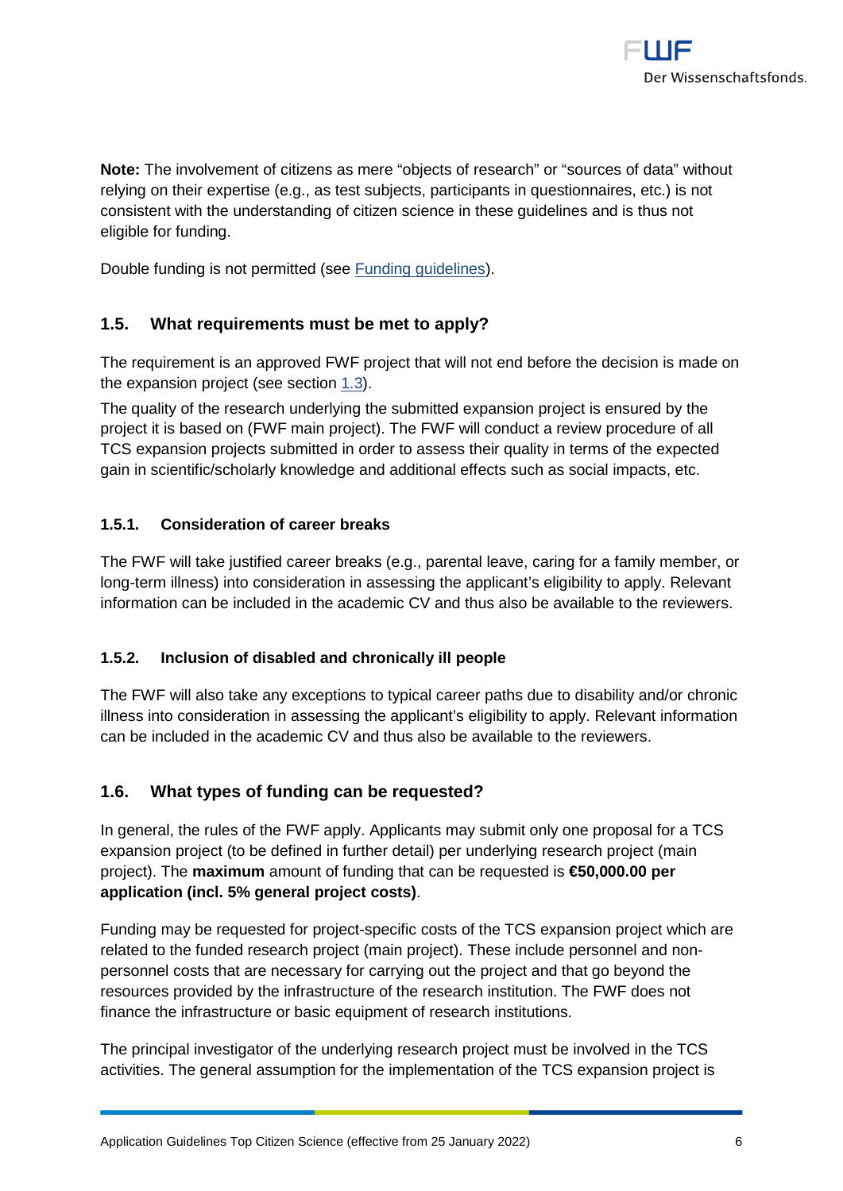**Note:** The involvement of citizens as mere "objects of research" or "sources of data" without relying on their expertise (e.g., as test subjects, participants in questionnaires, etc.) is not consistent with the understanding of citizen science in these guidelines and is thus not eligible for funding.

Double funding is not permitted (see Funding guidelines).

## 1.5. What requirements must be met to apply?

The requirement is an approved FWF project that will not end before the decision is made on the expansion project (see section 1.3).

The quality of the research underlying the submitted expansion project is ensured by the project it is based on (FWF main project). The FWF will conduct a review procedure of all TCS expansion projects submitted in order to assess their quality in terms of the expected gain in scientific/scholarly knowledge and additional effects such as social impacts, etc.

### 1.5.1. Consideration of career breaks

The FWF will take justified career breaks (e.g., parental leave, caring for a family member, or long-term illness) into consideration in assessing the applicant's eligibility to apply. Relevant information can be included in the academic CV and thus also be available to the reviewers.

### 1.5.2. Inclusion of disabled and chronically ill people

The FWF will also take any exceptions to typical career paths due to disability and/or chronic illness into consideration in assessing the applicant's eligibility to apply. Relevant information can be included in the academic CV and thus also be available to the reviewers.

## 1.6. What types of funding can be requested?

In general, the rules of the FWF apply. Applicants may submit only one proposal for a TCS expansion project (to be defined in further detail) per underlying research project (main project). The **maximum** amount of funding that can be requested is **€50,000.00 per application (incl. 5% general project costs)**.

Funding may be requested for project-specific costs of the TCS expansion project which are related to the funded research project (main project). These include personnel and non-personnel costs that are necessary for carrying out the project and that go beyond the resources provided by the infrastructure of the research institution. The FWF does not finance the infrastructure or basic equipment of research institutions.

The principal investigator of the underlying research project must be involved in the TCS activities. The general assumption for the implementation of the TCS expansion project is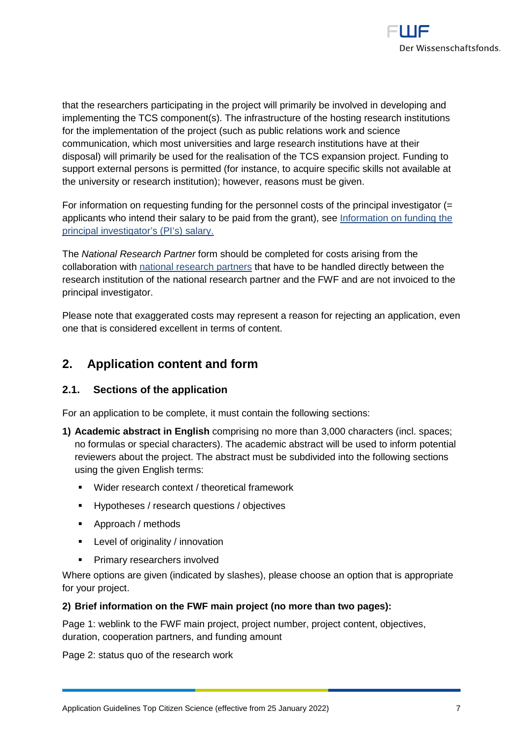that the researchers participating in the project will primarily be involved in developing and implementing the TCS component(s). The infrastructure of the hosting research institutions for the implementation of the project (such as public relations work and science communication, which most universities and large research institutions have at their disposal) will primarily be used for the realisation of the TCS expansion project. Funding to support external persons is permitted (for instance, to acquire specific skills not available at the university or research institution); however, reasons must be given.

For information on requesting funding for the personnel costs of the principal investigator (= applicants who intend their salary to be paid from the grant), see [Information on funding the principal investigator's (PI's) salary.]

The *National Research Partner* form should be completed for costs arising from the collaboration with [national research partners] that have to be handled directly between the research institution of the national research partner and the FWF and are not invoiced to the principal investigator.

Please note that exaggerated costs may represent a reason for rejecting an application, even one that is considered excellent in terms of content.

## 2. Application content and form

### 2.1. Sections of the application

For an application to be complete, it must contain the following sections:

**1) Academic abstract in English** comprising no more than 3,000 characters (incl. spaces; no formulas or special characters). The academic abstract will be used to inform potential reviewers about the project. The abstract must be subdivided into the following sections using the given English terms:

- Wider research context / theoretical framework
- Hypotheses / research questions / objectives
- Approach / methods
- Level of originality / innovation
- Primary researchers involved

Where options are given (indicated by slashes), please choose an option that is appropriate for your project.

**2) Brief information on the FWF main project (no more than two pages):**

Page 1: weblink to the FWF main project, project number, project content, objectives, duration, cooperation partners, and funding amount

Page 2: status quo of the research work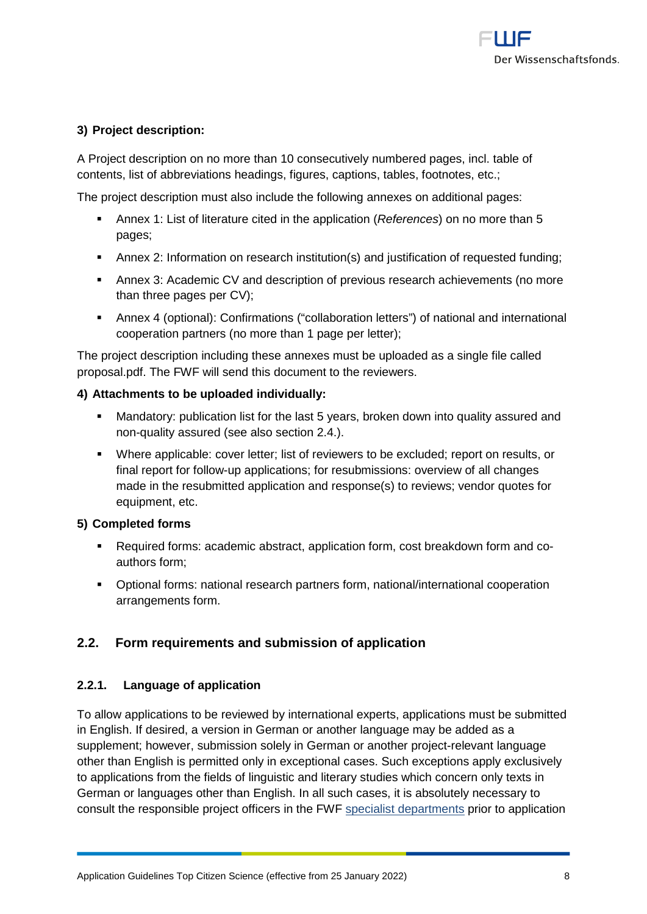**3) Project description:**

A Project description on no more than 10 consecutively numbered pages, incl. table of contents, list of abbreviations headings, figures, captions, tables, footnotes, etc.;

The project description must also include the following annexes on additional pages:

- Annex 1: List of literature cited in the application (*References*) on no more than 5 pages;
- Annex 2: Information on research institution(s) and justification of requested funding;
- Annex 3: Academic CV and description of previous research achievements (no more than three pages per CV);
- Annex 4 (optional): Confirmations ("collaboration letters") of national and international cooperation partners (no more than 1 page per letter);

The project description including these annexes must be uploaded as a single file called proposal.pdf. The FWF will send this document to the reviewers.

**4) Attachments to be uploaded individually:**

- Mandatory: publication list for the last 5 years, broken down into quality assured and non-quality assured (see also section 2.4.).
- Where applicable: cover letter; list of reviewers to be excluded; report on results, or final report for follow-up applications; for resubmissions: overview of all changes made in the resubmitted application and response(s) to reviews; vendor quotes for equipment, etc.

**5) Completed forms**

- Required forms: academic abstract, application form, cost breakdown form and co-authors form;
- Optional forms: national research partners form, national/international cooperation arrangements form.

## 2.2. Form requirements and submission of application

### 2.2.1. Language of application

To allow applications to be reviewed by international experts, applications must be submitted in English. If desired, a version in German or another language may be added as a supplement; however, submission solely in German or another project-relevant language other than English is permitted only in exceptional cases. Such exceptions apply exclusively to applications from the fields of linguistic and literary studies which concern only texts in German or languages other than English. In all such cases, it is absolutely necessary to consult the responsible project officers in the FWF specialist departments prior to application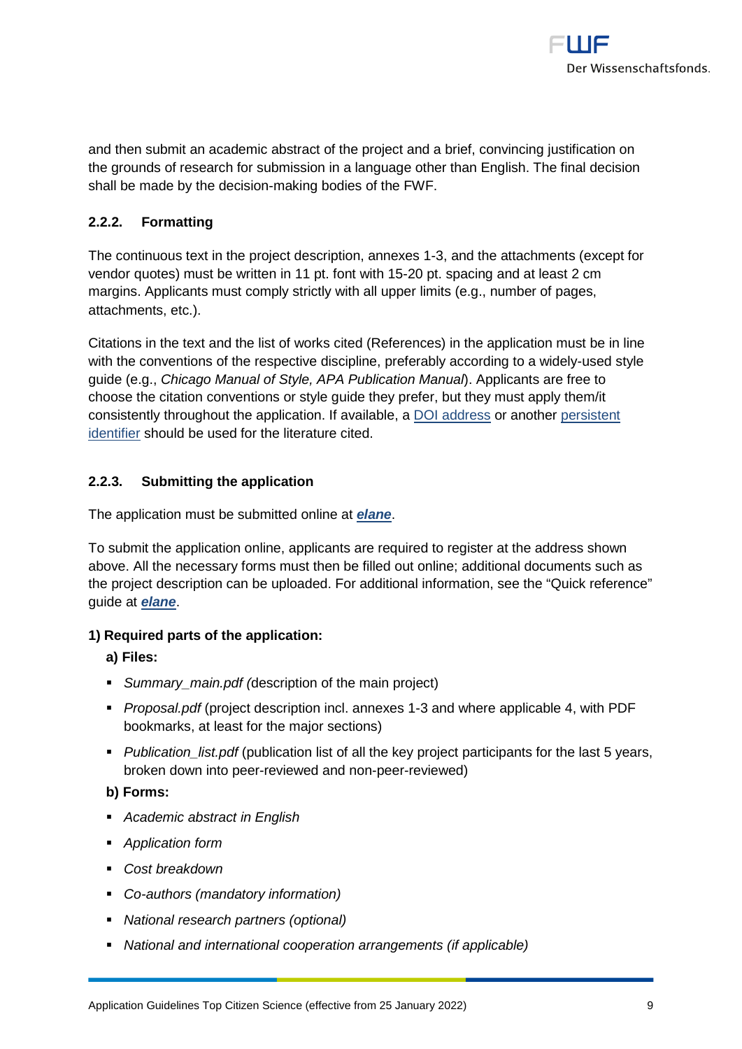and then submit an academic abstract of the project and a brief, convincing justification on the grounds of research for submission in a language other than English. The final decision shall be made by the decision-making bodies of the FWF.

### 2.2.2. Formatting

The continuous text in the project description, annexes 1-3, and the attachments (except for vendor quotes) must be written in 11 pt. font with 15-20 pt. spacing and at least 2 cm margins. Applicants must comply strictly with all upper limits (e.g., number of pages, attachments, etc.).

Citations in the text and the list of works cited (References) in the application must be in line with the conventions of the respective discipline, preferably according to a widely-used style guide (e.g., *Chicago Manual of Style, APA Publication Manual*). Applicants are free to choose the citation conventions or style guide they prefer, but they must apply them/it consistently throughout the application. If available, a DOI address or another persistent identifier should be used for the literature cited.

### 2.2.3. Submitting the application

The application must be submitted online at ***elane***.

To submit the application online, applicants are required to register at the address shown above. All the necessary forms must then be filled out online; additional documents such as the project description can be uploaded. For additional information, see the "Quick reference" guide at ***elane***.

**1) Required parts of the application:**

**a) Files:**

- *Summary_main.pdf (*description of the main project)
- *Proposal.pdf* (project description incl. annexes 1-3 and where applicable 4, with PDF bookmarks, at least for the major sections)
- *Publication_list.pdf* (publication list of all the key project participants for the last 5 years, broken down into peer-reviewed and non-peer-reviewed)

**b) Forms:**

- *Academic abstract in English*
- *Application form*
- *Cost breakdown*
- *Co-authors (mandatory information)*
- *National research partners (optional)*
- *National and international cooperation arrangements (if applicable)*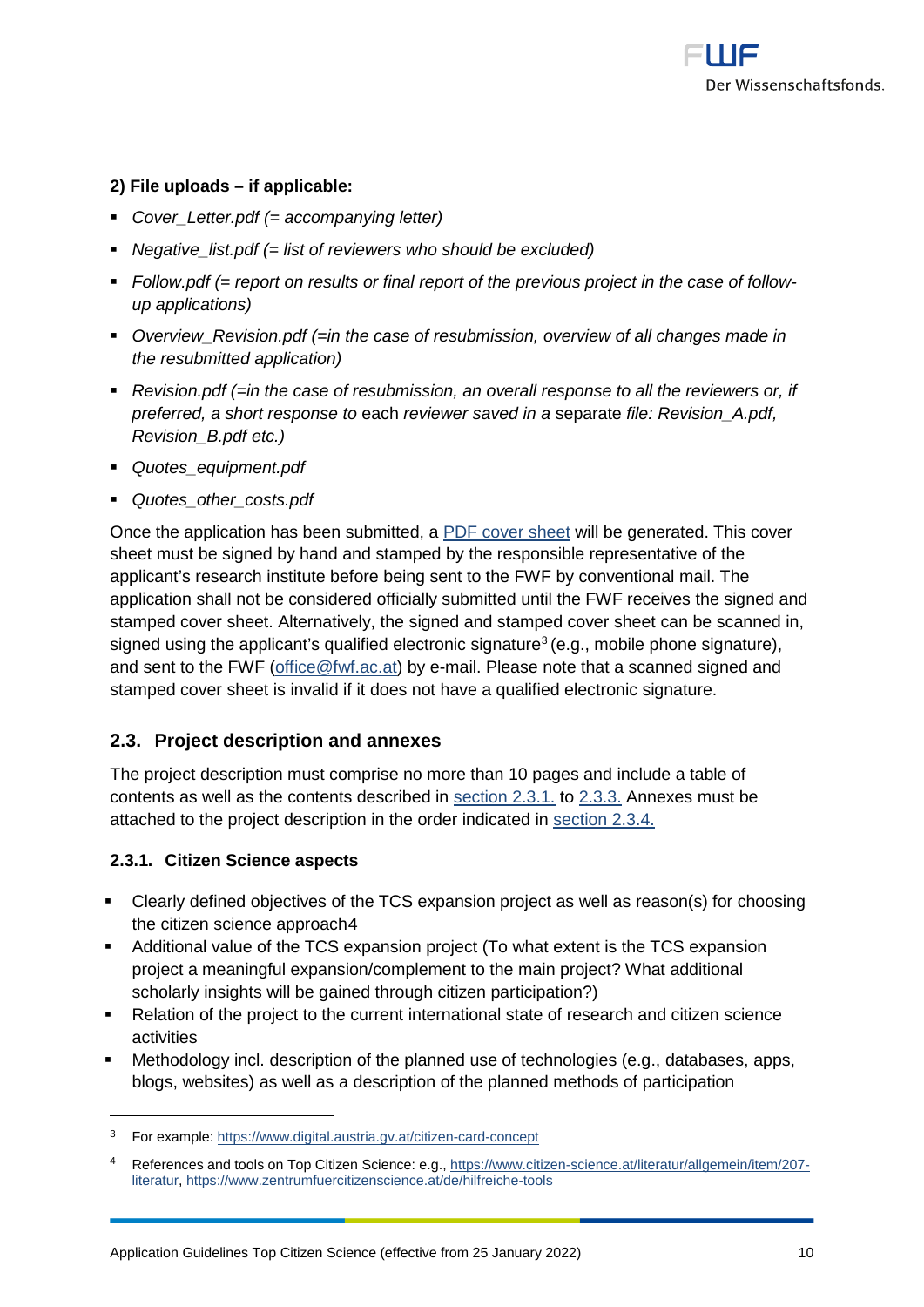**2) File uploads – if applicable:**

- *Cover_Letter.pdf (= accompanying letter)*
- *Negative_list.pdf (= list of reviewers who should be excluded)*
- *Follow.pdf (= report on results or final report of the previous project in the case of follow-up applications)*
- *Overview_Revision.pdf (=in the case of resubmission, overview of all changes made in the resubmitted application)*
- *Revision.pdf (=in the case of resubmission, an overall response to all the reviewers or, if preferred, a short response to* each *reviewer saved in a* separate *file: Revision_A.pdf, Revision_B.pdf etc.)*
- *Quotes_equipment.pdf*
- *Quotes_other_costs.pdf*

Once the application has been submitted, a PDF cover sheet will be generated. This cover sheet must be signed by hand and stamped by the responsible representative of the applicant's research institute before being sent to the FWF by conventional mail. The application shall not be considered officially submitted until the FWF receives the signed and stamped cover sheet. Alternatively, the signed and stamped cover sheet can be scanned in, signed using the applicant's qualified electronic signature[3] (e.g., mobile phone signature), and sent to the FWF (office@fwf.ac.at) by e-mail. Please note that a scanned signed and stamped cover sheet is invalid if it does not have a qualified electronic signature.

## 2.3. Project description and annexes

The project description must comprise no more than 10 pages and include a table of contents as well as the contents described in section 2.3.1. to 2.3.3. Annexes must be attached to the project description in the order indicated in section 2.3.4.

### 2.3.1. Citizen Science aspects

- Clearly defined objectives of the TCS expansion project as well as reason(s) for choosing the citizen science approach4
- Additional value of the TCS expansion project (To what extent is the TCS expansion project a meaningful expansion/complement to the main project? What additional scholarly insights will be gained through citizen participation?)
- Relation of the project to the current international state of research and citizen science activities
- Methodology incl. description of the planned use of technologies (e.g., databases, apps, blogs, websites) as well as a description of the planned methods of participation

---

[3] For example: https://www.digital.austria.gv.at/citizen-card-concept

[4] References and tools on Top Citizen Science: e.g., https://www.citizen-science.at/literatur/allgemein/item/207-literatur, https://www.zentrumfuercitizenscience.at/de/hilfreiche-tools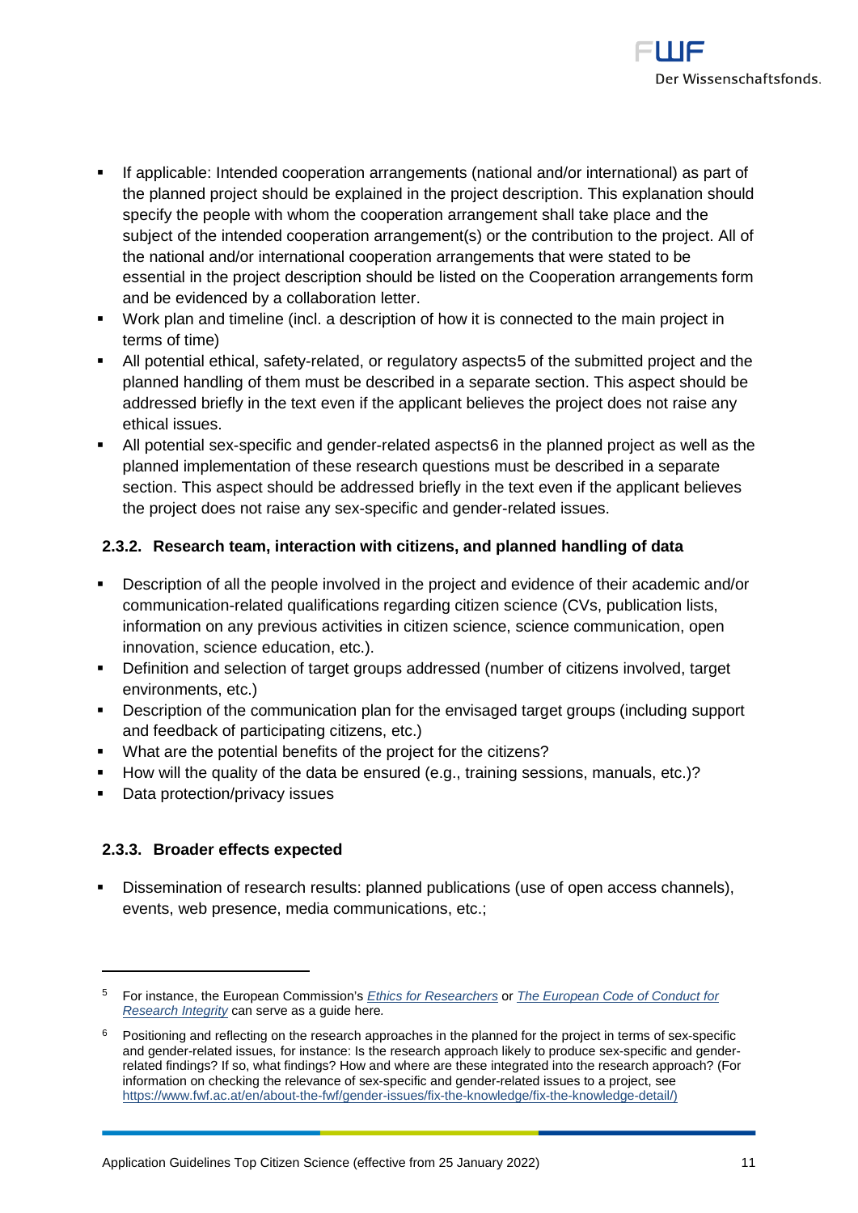- If applicable: Intended cooperation arrangements (national and/or international) as part of the planned project should be explained in the project description. This explanation should specify the people with whom the cooperation arrangement shall take place and the subject of the intended cooperation arrangement(s) or the contribution to the project. All of the national and/or international cooperation arrangements that were stated to be essential in the project description should be listed on the Cooperation arrangements form and be evidenced by a collaboration letter.
- Work plan and timeline (incl. a description of how it is connected to the main project in terms of time)
- All potential ethical, safety-related, or regulatory aspects[5] of the submitted project and the planned handling of them must be described in a separate section. This aspect should be addressed briefly in the text even if the applicant believes the project does not raise any ethical issues.
- All potential sex-specific and gender-related aspects[6] in the planned project as well as the planned implementation of these research questions must be described in a separate section. This aspect should be addressed briefly in the text even if the applicant believes the project does not raise any sex-specific and gender-related issues.

#### 2.3.2. Research team, interaction with citizens, and planned handling of data

- Description of all the people involved in the project and evidence of their academic and/or communication-related qualifications regarding citizen science (CVs, publication lists, information on any previous activities in citizen science, science communication, open innovation, science education, etc.).
- Definition and selection of target groups addressed (number of citizens involved, target environments, etc.)
- Description of the communication plan for the envisaged target groups (including support and feedback of participating citizens, etc.)
- What are the potential benefits of the project for the citizens?
- How will the quality of the data be ensured (e.g., training sessions, manuals, etc.)?
- Data protection/privacy issues

#### 2.3.3. Broader effects expected

- Dissemination of research results: planned publications (use of open access channels), events, web presence, media communications, etc.;

---

[5] For instance, the European Commission's *Ethics for Researchers* or *The European Code of Conduct for Research Integrity* can serve as a guide here.

[6] Positioning and reflecting on the research approaches in the planned for the project in terms of sex-specific and gender-related issues, for instance: Is the research approach likely to produce sex-specific and gender-related findings? If so, what findings? How and where are these integrated into the research approach? (For information on checking the relevance of sex-specific and gender-related issues to a project, see https://www.fwf.ac.at/en/about-the-fwf/gender-issues/fix-the-knowledge/fix-the-knowledge-detail/)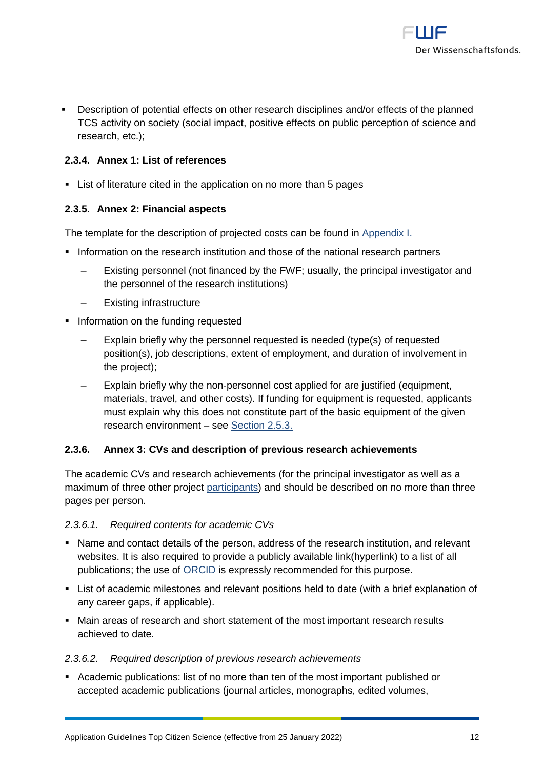- Description of potential effects on other research disciplines and/or effects of the planned TCS activity on society (social impact, positive effects on public perception of science and research, etc.);

### 2.3.4. Annex 1: List of references

- List of literature cited in the application on no more than 5 pages

### 2.3.5. Annex 2: Financial aspects

The template for the description of projected costs can be found in Appendix I.

- Information on the research institution and those of the national research partners
  - Existing personnel (not financed by the FWF; usually, the principal investigator and the personnel of the research institutions)
  - Existing infrastructure
- Information on the funding requested
  - Explain briefly why the personnel requested is needed (type(s) of requested position(s), job descriptions, extent of employment, and duration of involvement in the project);
  - Explain briefly why the non-personnel cost applied for are justified (equipment, materials, travel, and other costs). If funding for equipment is requested, applicants must explain why this does not constitute part of the basic equipment of the given research environment – see Section 2.5.3.

### 2.3.6. Annex 3: CVs and description of previous research achievements

The academic CVs and research achievements (for the principal investigator as well as a maximum of three other project participants) and should be described on no more than three pages per person.

#### *2.3.6.1. Required contents for academic CVs*

- Name and contact details of the person, address of the research institution, and relevant websites. It is also required to provide a publicly available link(hyperlink) to a list of all publications; the use of ORCID is expressly recommended for this purpose.
- List of academic milestones and relevant positions held to date (with a brief explanation of any career gaps, if applicable).
- Main areas of research and short statement of the most important research results achieved to date.

#### *2.3.6.2. Required description of previous research achievements*

- Academic publications: list of no more than ten of the most important published or accepted academic publications (journal articles, monographs, edited volumes,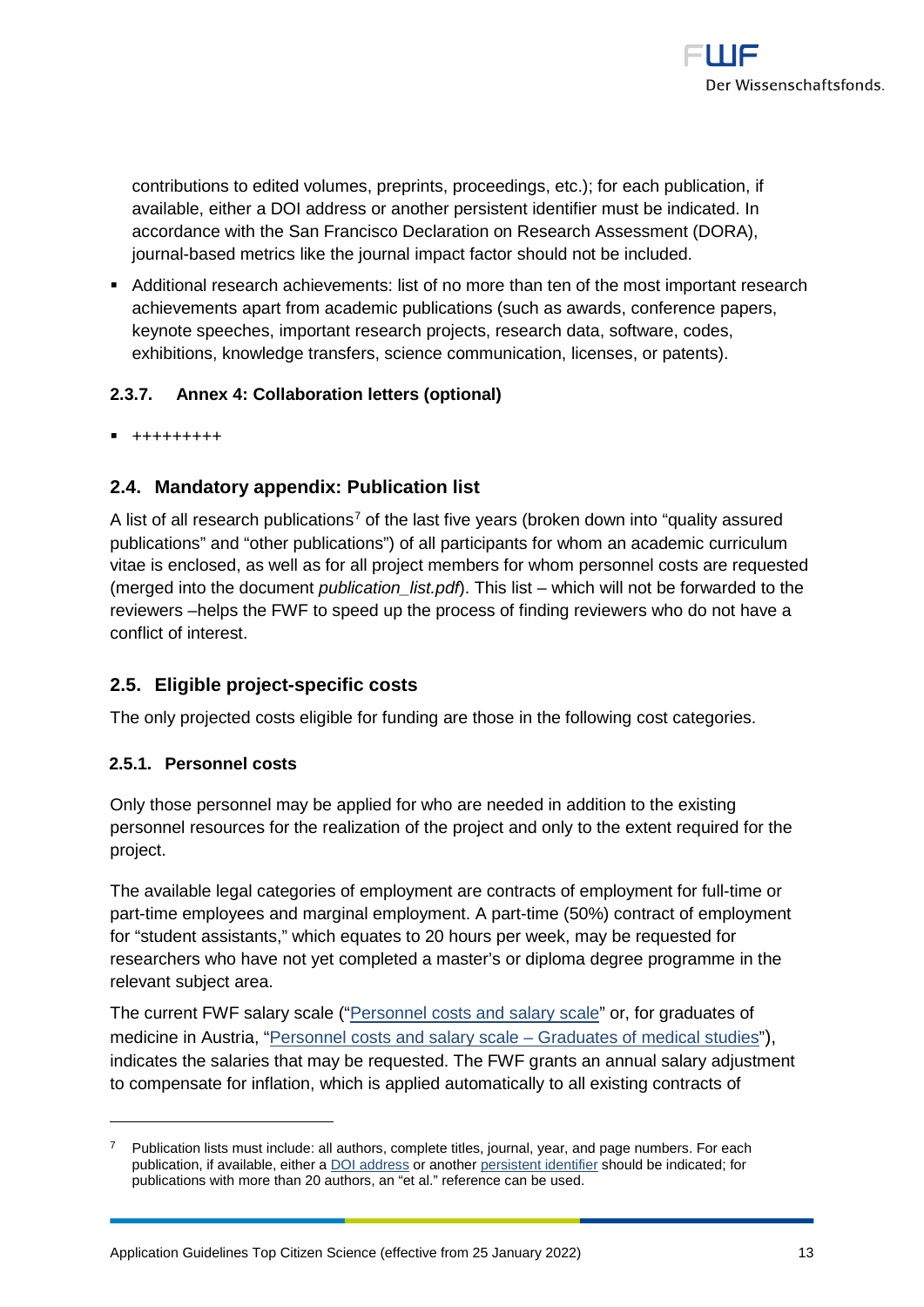contributions to edited volumes, preprints, proceedings, etc.); for each publication, if available, either a DOI address or another persistent identifier must be indicated. In accordance with the San Francisco Declaration on Research Assessment (DORA), journal-based metrics like the journal impact factor should not be included.

- Additional research achievements: list of no more than ten of the most important research achievements apart from academic publications (such as awards, conference papers, keynote speeches, important research projects, research data, software, codes, exhibitions, knowledge transfers, science communication, licenses, or patents).

#### 2.3.7. Annex 4: Collaboration letters (optional)

- +++++++++

### 2.4. Mandatory appendix: Publication list

A list of all research publications[7] of the last five years (broken down into "quality assured publications" and "other publications") of all participants for whom an academic curriculum vitae is enclosed, as well as for all project members for whom personnel costs are requested (merged into the document *publication_list.pdf*). This list – which will not be forwarded to the reviewers –helps the FWF to speed up the process of finding reviewers who do not have a conflict of interest.

### 2.5. Eligible project-specific costs

The only projected costs eligible for funding are those in the following cost categories.

#### 2.5.1. Personnel costs

Only those personnel may be applied for who are needed in addition to the existing personnel resources for the realization of the project and only to the extent required for the project.

The available legal categories of employment are contracts of employment for full-time or part-time employees and marginal employment. A part-time (50%) contract of employment for "student assistants," which equates to 20 hours per week, may be requested for researchers who have not yet completed a master's or diploma degree programme in the relevant subject area.

The current FWF salary scale ("Personnel costs and salary scale" or, for graduates of medicine in Austria, "Personnel costs and salary scale – Graduates of medical studies"), indicates the salaries that may be requested. The FWF grants an annual salary adjustment to compensate for inflation, which is applied automatically to all existing contracts of

---

[7] Publication lists must include: all authors, complete titles, journal, year, and page numbers. For each publication, if available, either a DOI address or another persistent identifier should be indicated; for publications with more than 20 authors, an "et al." reference can be used.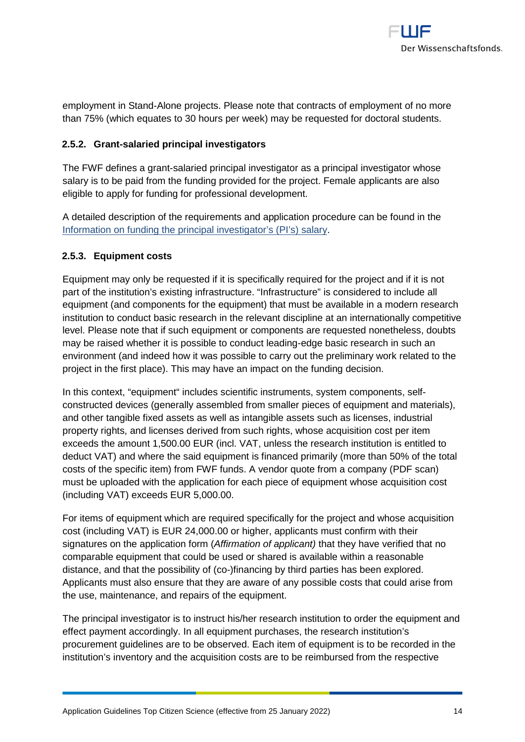employment in Stand-Alone projects. Please note that contracts of employment of no more than 75% (which equates to 30 hours per week) may be requested for doctoral students.

### 2.5.2. Grant-salaried principal investigators

The FWF defines a grant-salaried principal investigator as a principal investigator whose salary is to be paid from the funding provided for the project. Female applicants are also eligible to apply for funding for professional development.

A detailed description of the requirements and application procedure can be found in the Information on funding the principal investigator's (PI's) salary.

### 2.5.3. Equipment costs

Equipment may only be requested if it is specifically required for the project and if it is not part of the institution's existing infrastructure. "Infrastructure" is considered to include all equipment (and components for the equipment) that must be available in a modern research institution to conduct basic research in the relevant discipline at an internationally competitive level. Please note that if such equipment or components are requested nonetheless, doubts may be raised whether it is possible to conduct leading-edge basic research in such an environment (and indeed how it was possible to carry out the preliminary work related to the project in the first place). This may have an impact on the funding decision.

In this context, "equipment" includes scientific instruments, system components, self-constructed devices (generally assembled from smaller pieces of equipment and materials), and other tangible fixed assets as well as intangible assets such as licenses, industrial property rights, and licenses derived from such rights, whose acquisition cost per item exceeds the amount 1,500.00 EUR (incl. VAT, unless the research institution is entitled to deduct VAT) and where the said equipment is financed primarily (more than 50% of the total costs of the specific item) from FWF funds. A vendor quote from a company (PDF scan) must be uploaded with the application for each piece of equipment whose acquisition cost (including VAT) exceeds EUR 5,000.00.

For items of equipment which are required specifically for the project and whose acquisition cost (including VAT) is EUR 24,000.00 or higher, applicants must confirm with their signatures on the application form (*Affirmation of applicant)* that they have verified that no comparable equipment that could be used or shared is available within a reasonable distance, and that the possibility of (co-)financing by third parties has been explored. Applicants must also ensure that they are aware of any possible costs that could arise from the use, maintenance, and repairs of the equipment.

The principal investigator is to instruct his/her research institution to order the equipment and effect payment accordingly. In all equipment purchases, the research institution's procurement guidelines are to be observed. Each item of equipment is to be recorded in the institution's inventory and the acquisition costs are to be reimbursed from the respective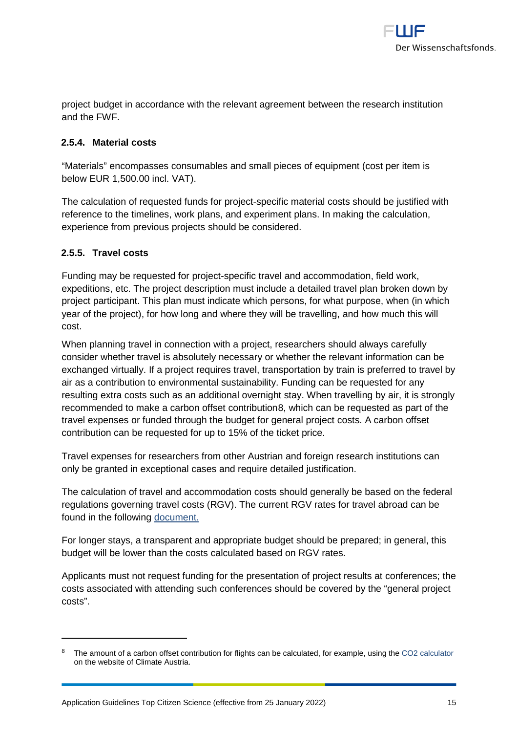project budget in accordance with the relevant agreement between the research institution and the FWF.

### 2.5.4. Material costs

"Materials" encompasses consumables and small pieces of equipment (cost per item is below EUR 1,500.00 incl. VAT).

The calculation of requested funds for project-specific material costs should be justified with reference to the timelines, work plans, and experiment plans. In making the calculation, experience from previous projects should be considered.

### 2.5.5. Travel costs

Funding may be requested for project-specific travel and accommodation, field work, expeditions, etc. The project description must include a detailed travel plan broken down by project participant. This plan must indicate which persons, for what purpose, when (in which year of the project), for how long and where they will be travelling, and how much this will cost.

When planning travel in connection with a project, researchers should always carefully consider whether travel is absolutely necessary or whether the relevant information can be exchanged virtually. If a project requires travel, transportation by train is preferred to travel by air as a contribution to environmental sustainability. Funding can be requested for any resulting extra costs such as an additional overnight stay. When travelling by air, it is strongly recommended to make a carbon offset contribution[8], which can be requested as part of the travel expenses or funded through the budget for general project costs. A carbon offset contribution can be requested for up to 15% of the ticket price.

Travel expenses for researchers from other Austrian and foreign research institutions can only be granted in exceptional cases and require detailed justification.

The calculation of travel and accommodation costs should generally be based on the federal regulations governing travel costs (RGV). The current RGV rates for travel abroad can be found in the following document.

For longer stays, a transparent and appropriate budget should be prepared; in general, this budget will be lower than the costs calculated based on RGV rates.

Applicants must not request funding for the presentation of project results at conferences; the costs associated with attending such conferences should be covered by the "general project costs".

---

[8] The amount of a carbon offset contribution for flights can be calculated, for example, using the $CO_2$ calculator on the website of Climate Austria.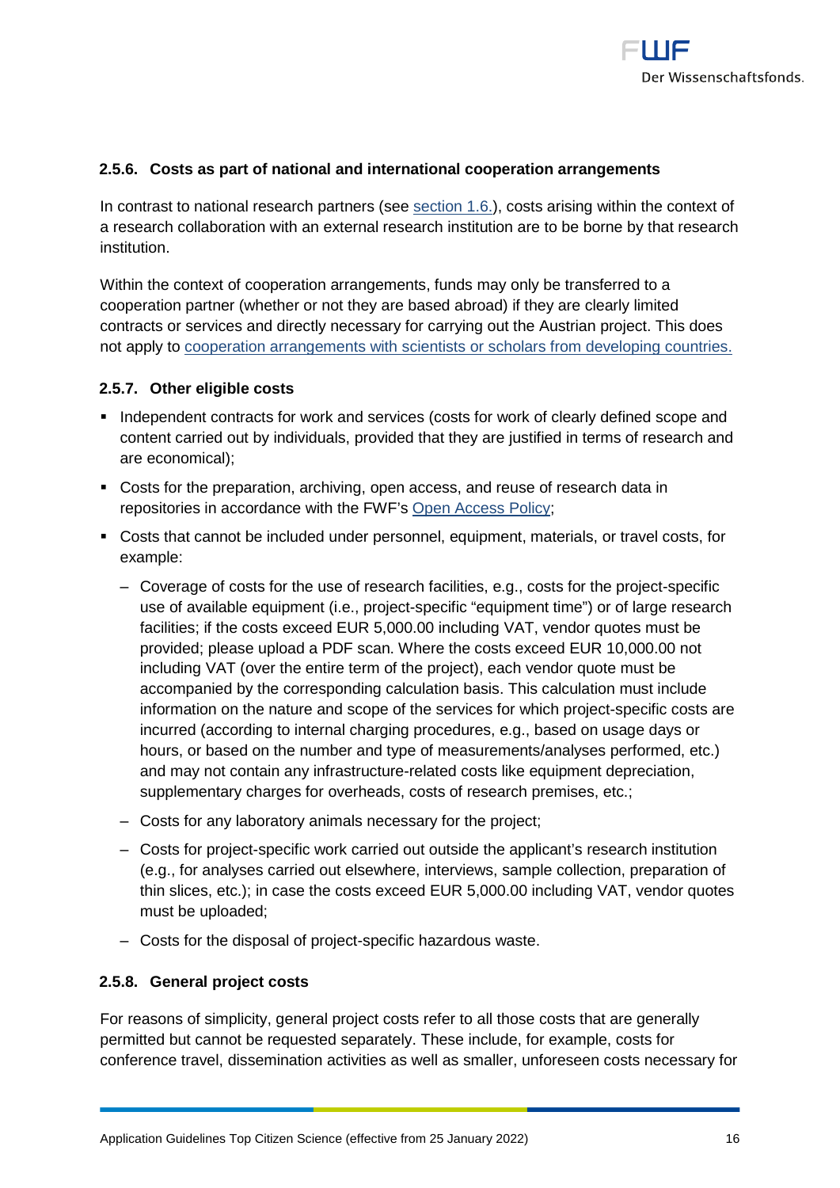### 2.5.6. Costs as part of national and international cooperation arrangements

In contrast to national research partners (see section 1.6.), costs arising within the context of a research collaboration with an external research institution are to be borne by that research institution.

Within the context of cooperation arrangements, funds may only be transferred to a cooperation partner (whether or not they are based abroad) if they are clearly limited contracts or services and directly necessary for carrying out the Austrian project. This does not apply to cooperation arrangements with scientists or scholars from developing countries.

### 2.5.7. Other eligible costs

- Independent contracts for work and services (costs for work of clearly defined scope and content carried out by individuals, provided that they are justified in terms of research and are economical);
- Costs for the preparation, archiving, open access, and reuse of research data in repositories in accordance with the FWF's Open Access Policy;
- Costs that cannot be included under personnel, equipment, materials, or travel costs, for example:
  - Coverage of costs for the use of research facilities, e.g., costs for the project-specific use of available equipment (i.e., project-specific "equipment time") or of large research facilities; if the costs exceed EUR 5,000.00 including VAT, vendor quotes must be provided; please upload a PDF scan. Where the costs exceed EUR 10,000.00 not including VAT (over the entire term of the project), each vendor quote must be accompanied by the corresponding calculation basis. This calculation must include information on the nature and scope of the services for which project-specific costs are incurred (according to internal charging procedures, e.g., based on usage days or hours, or based on the number and type of measurements/analyses performed, etc.) and may not contain any infrastructure-related costs like equipment depreciation, supplementary charges for overheads, costs of research premises, etc.;
  - Costs for any laboratory animals necessary for the project;
  - Costs for project-specific work carried out outside the applicant's research institution (e.g., for analyses carried out elsewhere, interviews, sample collection, preparation of thin slices, etc.); in case the costs exceed EUR 5,000.00 including VAT, vendor quotes must be uploaded;
  - Costs for the disposal of project-specific hazardous waste.

### 2.5.8. General project costs

For reasons of simplicity, general project costs refer to all those costs that are generally permitted but cannot be requested separately. These include, for example, costs for conference travel, dissemination activities as well as smaller, unforeseen costs necessary for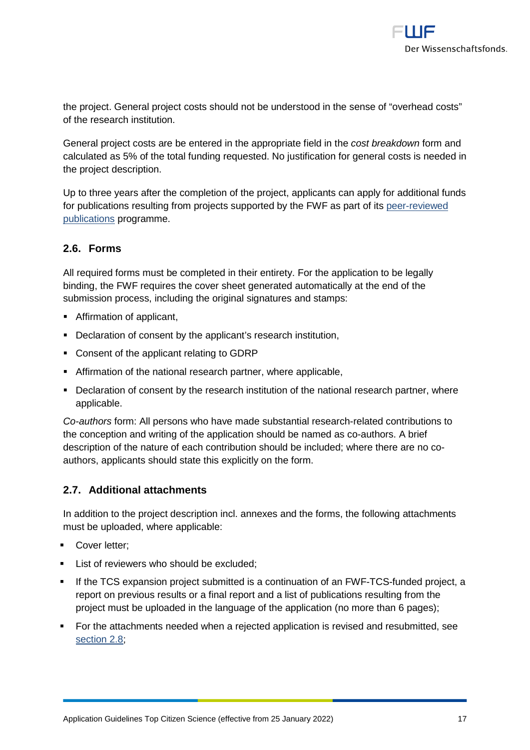the project. General project costs should not be understood in the sense of “overhead costs” of the research institution.

General project costs are be entered in the appropriate field in the *cost breakdown* form and calculated as 5% of the total funding requested. No justification for general costs is needed in the project description.

Up to three years after the completion of the project, applicants can apply for additional funds for publications resulting from projects supported by the FWF as part of its [peer-reviewed publications] programme.

## 2.6. Forms

All required forms must be completed in their entirety. For the application to be legally binding, the FWF requires the cover sheet generated automatically at the end of the submission process, including the original signatures and stamps:

- Affirmation of applicant,
- Declaration of consent by the applicant’s research institution,
- Consent of the applicant relating to GDRP
- Affirmation of the national research partner, where applicable,
- Declaration of consent by the research institution of the national research partner, where applicable.

*Co-authors* form: All persons who have made substantial research-related contributions to the conception and writing of the application should be named as co-authors. A brief description of the nature of each contribution should be included; where there are no co-authors, applicants should state this explicitly on the form.

## 2.7. Additional attachments

In addition to the project description incl. annexes and the forms, the following attachments must be uploaded, where applicable:

- Cover letter;
- List of reviewers who should be excluded;
- If the TCS expansion project submitted is a continuation of an FWF-TCS-funded project, a report on previous results or a final report and a list of publications resulting from the project must be uploaded in the language of the application (no more than 6 pages);
- For the attachments needed when a rejected application is revised and resubmitted, see [section 2.8];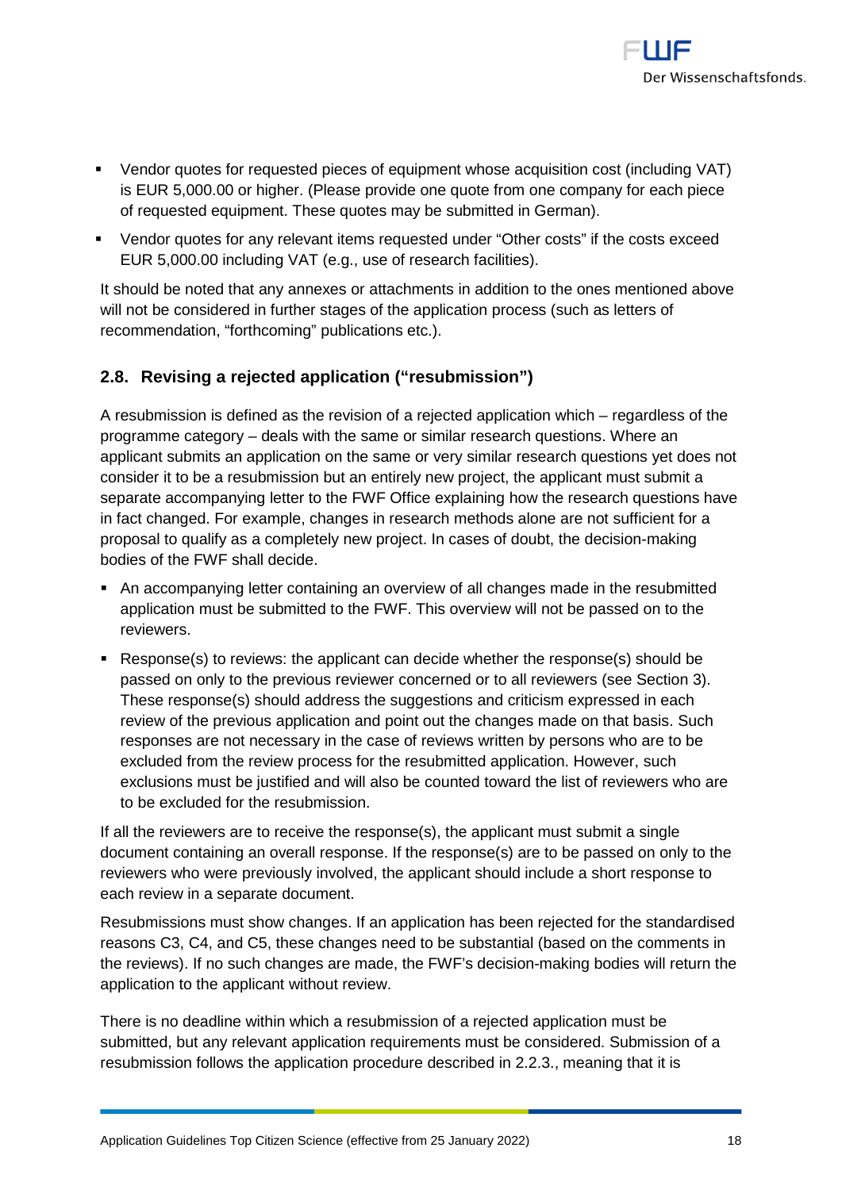- Vendor quotes for requested pieces of equipment whose acquisition cost (including VAT) is EUR 5,000.00 or higher. (Please provide one quote from one company for each piece of requested equipment. These quotes may be submitted in German).
- Vendor quotes for any relevant items requested under "Other costs" if the costs exceed EUR 5,000.00 including VAT (e.g., use of research facilities).

It should be noted that any annexes or attachments in addition to the ones mentioned above will not be considered in further stages of the application process (such as letters of recommendation, "forthcoming" publications etc.).

### 2.8. Revising a rejected application ("resubmission")

A resubmission is defined as the revision of a rejected application which – regardless of the programme category – deals with the same or similar research questions. Where an applicant submits an application on the same or very similar research questions yet does not consider it to be a resubmission but an entirely new project, the applicant must submit a separate accompanying letter to the FWF Office explaining how the research questions have in fact changed. For example, changes in research methods alone are not sufficient for a proposal to qualify as a completely new project. In cases of doubt, the decision-making bodies of the FWF shall decide.

- An accompanying letter containing an overview of all changes made in the resubmitted application must be submitted to the FWF. This overview will not be passed on to the reviewers.
- Response(s) to reviews: the applicant can decide whether the response(s) should be passed on only to the previous reviewer concerned or to all reviewers (see Section 3). These response(s) should address the suggestions and criticism expressed in each review of the previous application and point out the changes made on that basis. Such responses are not necessary in the case of reviews written by persons who are to be excluded from the review process for the resubmitted application. However, such exclusions must be justified and will also be counted toward the list of reviewers who are to be excluded for the resubmission.

If all the reviewers are to receive the response(s), the applicant must submit a single document containing an overall response. If the response(s) are to be passed on only to the reviewers who were previously involved, the applicant should include a short response to each review in a separate document.

Resubmissions must show changes. If an application has been rejected for the standardised reasons C3, C4, and C5, these changes need to be substantial (based on the comments in the reviews). If no such changes are made, the FWF's decision-making bodies will return the application to the applicant without review.

There is no deadline within which a resubmission of a rejected application must be submitted, but any relevant application requirements must be considered. Submission of a resubmission follows the application procedure described in 2.2.3., meaning that it is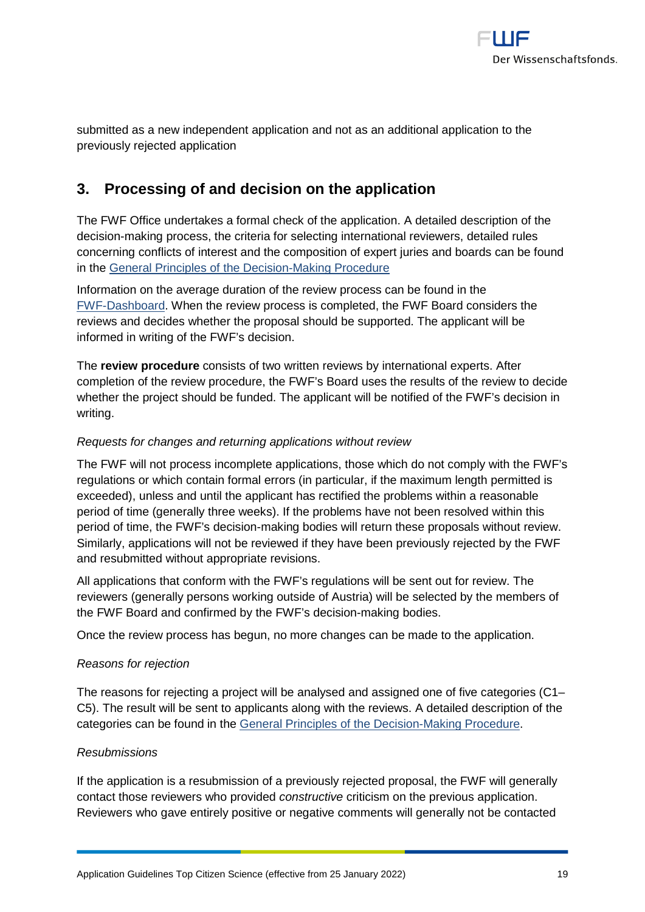submitted as a new independent application and not as an additional application to the previously rejected application

## 3. Processing of and decision on the application

The FWF Office undertakes a formal check of the application. A detailed description of the decision-making process, the criteria for selecting international reviewers, detailed rules concerning conflicts of interest and the composition of expert juries and boards can be found in the [General Principles of the Decision-Making Procedure]

Information on the average duration of the review process can be found in the [FWF-Dashboard]. When the review process is completed, the FWF Board considers the reviews and decides whether the proposal should be supported. The applicant will be informed in writing of the FWF's decision.

The **review procedure** consists of two written reviews by international experts. After completion of the review procedure, the FWF's Board uses the results of the review to decide whether the project should be funded. The applicant will be notified of the FWF's decision in writing.

*Requests for changes and returning applications without review*

The FWF will not process incomplete applications, those which do not comply with the FWF's regulations or which contain formal errors (in particular, if the maximum length permitted is exceeded), unless and until the applicant has rectified the problems within a reasonable period of time (generally three weeks). If the problems have not been resolved within this period of time, the FWF's decision-making bodies will return these proposals without review. Similarly, applications will not be reviewed if they have been previously rejected by the FWF and resubmitted without appropriate revisions.

All applications that conform with the FWF's regulations will be sent out for review. The reviewers (generally persons working outside of Austria) will be selected by the members of the FWF Board and confirmed by the FWF's decision-making bodies.

Once the review process has begun, no more changes can be made to the application.

*Reasons for rejection*

The reasons for rejecting a project will be analysed and assigned one of five categories (C1–C5). The result will be sent to applicants along with the reviews. A detailed description of the categories can be found in the [General Principles of the Decision-Making Procedure].

*Resubmissions*

If the application is a resubmission of a previously rejected proposal, the FWF will generally contact those reviewers who provided *constructive* criticism on the previous application. Reviewers who gave entirely positive or negative comments will generally not be contacted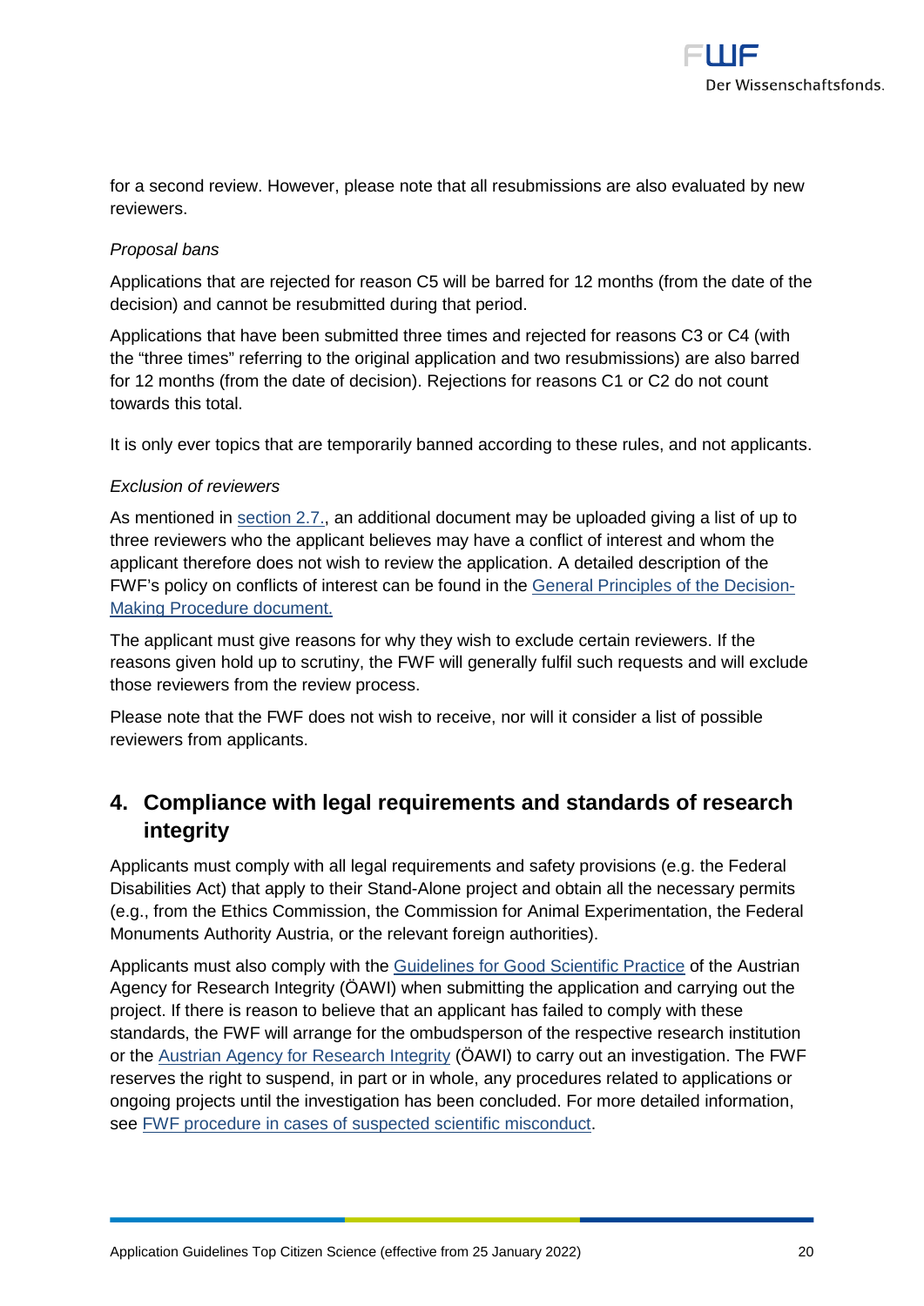for a second review. However, please note that all resubmissions are also evaluated by new reviewers.

*Proposal bans*

Applications that are rejected for reason C5 will be barred for 12 months (from the date of the decision) and cannot be resubmitted during that period.

Applications that have been submitted three times and rejected for reasons C3 or C4 (with the "three times" referring to the original application and two resubmissions) are also barred for 12 months (from the date of decision). Rejections for reasons C1 or C2 do not count towards this total.

It is only ever topics that are temporarily banned according to these rules, and not applicants.

*Exclusion of reviewers*

As mentioned in section 2.7., an additional document may be uploaded giving a list of up to three reviewers who the applicant believes may have a conflict of interest and whom the applicant therefore does not wish to review the application. A detailed description of the FWF's policy on conflicts of interest can be found in the General Principles of the Decision-Making Procedure document.

The applicant must give reasons for why they wish to exclude certain reviewers. If the reasons given hold up to scrutiny, the FWF will generally fulfil such requests and will exclude those reviewers from the review process.

Please note that the FWF does not wish to receive, nor will it consider a list of possible reviewers from applicants.

## 4. Compliance with legal requirements and standards of research integrity

Applicants must comply with all legal requirements and safety provisions (e.g. the Federal Disabilities Act) that apply to their Stand-Alone project and obtain all the necessary permits (e.g., from the Ethics Commission, the Commission for Animal Experimentation, the Federal Monuments Authority Austria, or the relevant foreign authorities).

Applicants must also comply with the Guidelines for Good Scientific Practice of the Austrian Agency for Research Integrity (ÖAWI) when submitting the application and carrying out the project. If there is reason to believe that an applicant has failed to comply with these standards, the FWF will arrange for the ombudsperson of the respective research institution or the Austrian Agency for Research Integrity (ÖAWI) to carry out an investigation. The FWF reserves the right to suspend, in part or in whole, any procedures related to applications or ongoing projects until the investigation has been concluded. For more detailed information, see FWF procedure in cases of suspected scientific misconduct.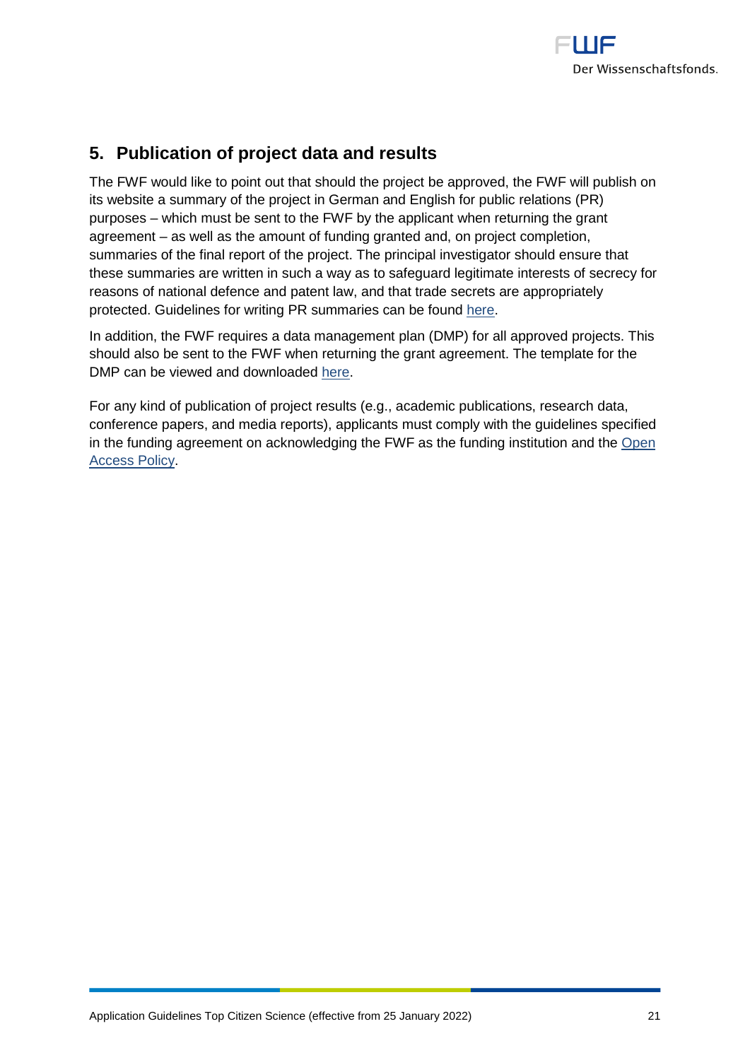## 5. Publication of project data and results

The FWF would like to point out that should the project be approved, the FWF will publish on its website a summary of the project in German and English for public relations (PR) purposes – which must be sent to the FWF by the applicant when returning the grant agreement – as well as the amount of funding granted and, on project completion, summaries of the final report of the project. The principal investigator should ensure that these summaries are written in such a way as to safeguard legitimate interests of secrecy for reasons of national defence and patent law, and that trade secrets are appropriately protected. Guidelines for writing PR summaries can be found here.

In addition, the FWF requires a data management plan (DMP) for all approved projects. This should also be sent to the FWF when returning the grant agreement. The template for the DMP can be viewed and downloaded here.

For any kind of publication of project results (e.g., academic publications, research data, conference papers, and media reports), applicants must comply with the guidelines specified in the funding agreement on acknowledging the FWF as the funding institution and the Open Access Policy.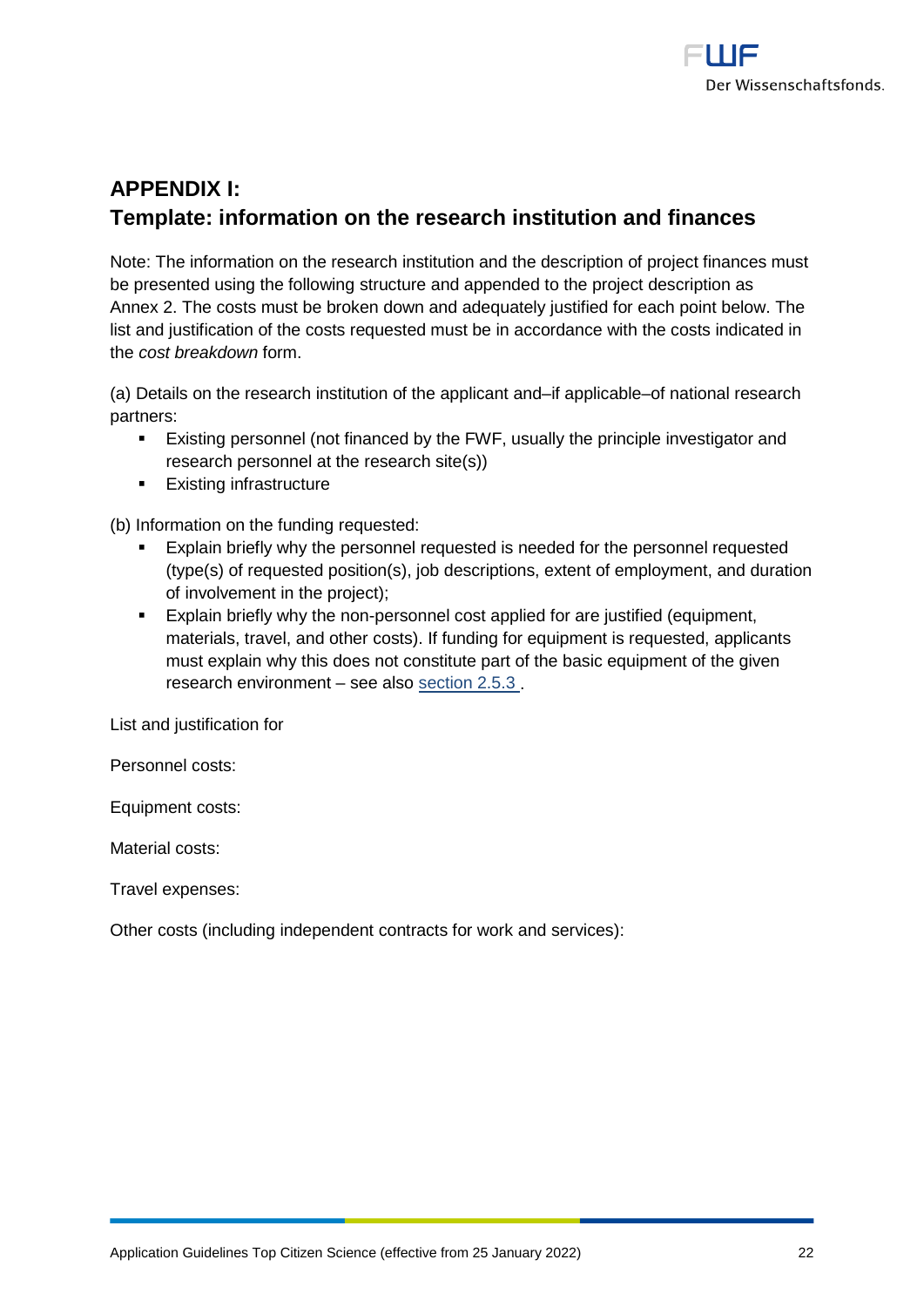## APPENDIX I:
## Template: information on the research institution and finances

Note: The information on the research institution and the description of project finances must be presented using the following structure and appended to the project description as Annex 2. The costs must be broken down and adequately justified for each point below. The list and justification of the costs requested must be in accordance with the costs indicated in the *cost breakdown* form.

(a) Details on the research institution of the applicant and–if applicable–of national research partners:

- Existing personnel (not financed by the FWF, usually the principle investigator and research personnel at the research site(s))
- Existing infrastructure

(b) Information on the funding requested:

- Explain briefly why the personnel requested is needed for the personnel requested (type(s) of requested position(s), job descriptions, extent of employment, and duration of involvement in the project);
- Explain briefly why the non-personnel cost applied for are justified (equipment, materials, travel, and other costs). If funding for equipment is requested, applicants must explain why this does not constitute part of the basic equipment of the given research environment – see also section 2.5.3 .

List and justification for

Personnel costs:

Equipment costs:

Material costs:

Travel expenses:

Other costs (including independent contracts for work and services):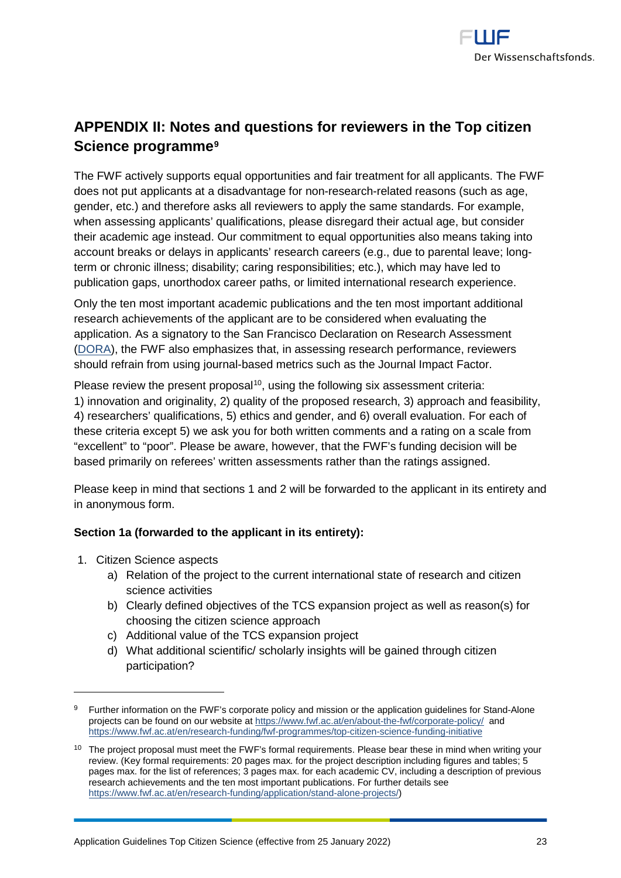## APPENDIX II: Notes and questions for reviewers in the Top citizen Science programme[9]

The FWF actively supports equal opportunities and fair treatment for all applicants. The FWF does not put applicants at a disadvantage for non-research-related reasons (such as age, gender, etc.) and therefore asks all reviewers to apply the same standards. For example, when assessing applicants' qualifications, please disregard their actual age, but consider their academic age instead. Our commitment to equal opportunities also means taking into account breaks or delays in applicants' research careers (e.g., due to parental leave; long-term or chronic illness; disability; caring responsibilities; etc.), which may have led to publication gaps, unorthodox career paths, or limited international research experience.

Only the ten most important academic publications and the ten most important additional research achievements of the applicant are to be considered when evaluating the application. As a signatory to the San Francisco Declaration on Research Assessment (DORA), the FWF also emphasizes that, in assessing research performance, reviewers should refrain from using journal-based metrics such as the Journal Impact Factor.

Please review the present proposal[10], using the following six assessment criteria: 1) innovation and originality, 2) quality of the proposed research, 3) approach and feasibility, 4) researchers' qualifications, 5) ethics and gender, and 6) overall evaluation. For each of these criteria except 5) we ask you for both written comments and a rating on a scale from "excellent" to "poor". Please be aware, however, that the FWF's funding decision will be based primarily on referees' written assessments rather than the ratings assigned.

Please keep in mind that sections 1 and 2 will be forwarded to the applicant in its entirety and in anonymous form.

**Section 1a (forwarded to the applicant in its entirety):**

1. Citizen Science aspects
   a) Relation of the project to the current international state of research and citizen science activities
   b) Clearly defined objectives of the TCS expansion project as well as reason(s) for choosing the citizen science approach
   c) Additional value of the TCS expansion project
   d) What additional scientific/ scholarly insights will be gained through citizen participation?

---

[9] Further information on the FWF's corporate policy and mission or the application guidelines for Stand-Alone projects can be found on our website at https://www.fwf.ac.at/en/about-the-fwf/corporate-policy/ and https://www.fwf.ac.at/en/research-funding/fwf-programmes/top-citizen-science-funding-initiative

[10] The project proposal must meet the FWF's formal requirements. Please bear these in mind when writing your review. (Key formal requirements: 20 pages max. for the project description including figures and tables; 5 pages max. for the list of references; 3 pages max. for each academic CV, including a description of previous research achievements and the ten most important publications. For further details see https://www.fwf.ac.at/en/research-funding/application/stand-alone-projects/)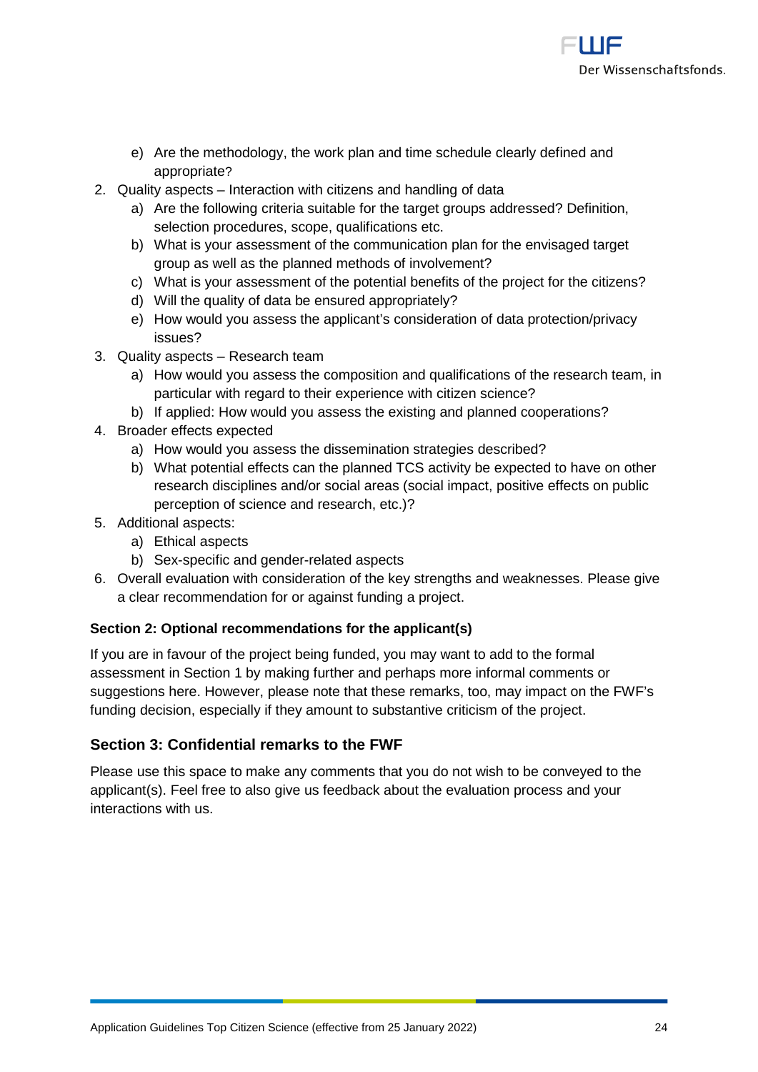e) Are the methodology, the work plan and time schedule clearly defined and appropriate?

2. Quality aspects – Interaction with citizens and handling of data
   a) Are the following criteria suitable for the target groups addressed? Definition, selection procedures, scope, qualifications etc.
   b) What is your assessment of the communication plan for the envisaged target group as well as the planned methods of involvement?
   c) What is your assessment of the potential benefits of the project for the citizens?
   d) Will the quality of data be ensured appropriately?
   e) How would you assess the applicant's consideration of data protection/privacy issues?
3. Quality aspects – Research team
   a) How would you assess the composition and qualifications of the research team, in particular with regard to their experience with citizen science?
   b) If applied: How would you assess the existing and planned cooperations?
4. Broader effects expected
   a) How would you assess the dissemination strategies described?
   b) What potential effects can the planned TCS activity be expected to have on other research disciplines and/or social areas (social impact, positive effects on public perception of science and research, etc.)?
5. Additional aspects:
   a) Ethical aspects
   b) Sex-specific and gender-related aspects
6. Overall evaluation with consideration of the key strengths and weaknesses. Please give a clear recommendation for or against funding a project.

**Section 2: Optional recommendations for the applicant(s)**

If you are in favour of the project being funded, you may want to add to the formal assessment in Section 1 by making further and perhaps more informal comments or suggestions here. However, please note that these remarks, too, may impact on the FWF's funding decision, especially if they amount to substantive criticism of the project.

## Section 3: Confidential remarks to the FWF

Please use this space to make any comments that you do not wish to be conveyed to the applicant(s). Feel free to also give us feedback about the evaluation process and your interactions with us.